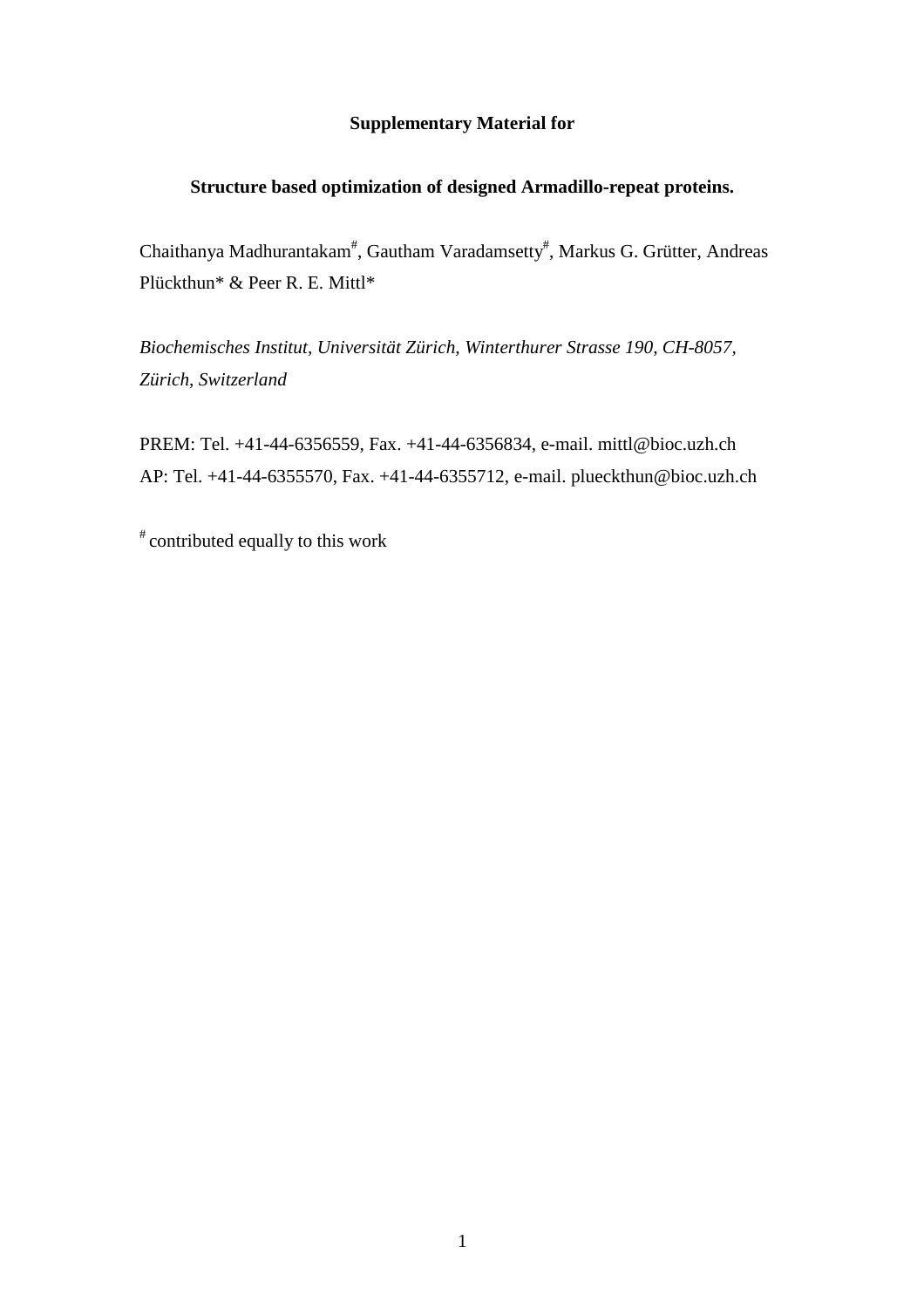**Supplementary Material for**

**Structure based optimization of designed Armadillo-repeat proteins.**

Chaithanya Madhurantakam[#], Gautham Varadamsetty[#], Markus G. Grütter, Andreas Plückthun* & Peer R. E. Mittl*

*Biochemisches Institut, Universität Zürich, Winterthurer Strasse 190, CH-8057, Zürich, Switzerland*

PREM: Tel. +41-44-6356559, Fax. +41-44-6356834, e-mail. mittl@bioc.uzh.ch
AP: Tel. +41-44-6355570, Fax. +41-44-6355712, e-mail. plueckthun@bioc.uzh.ch

[#] contributed equally to this work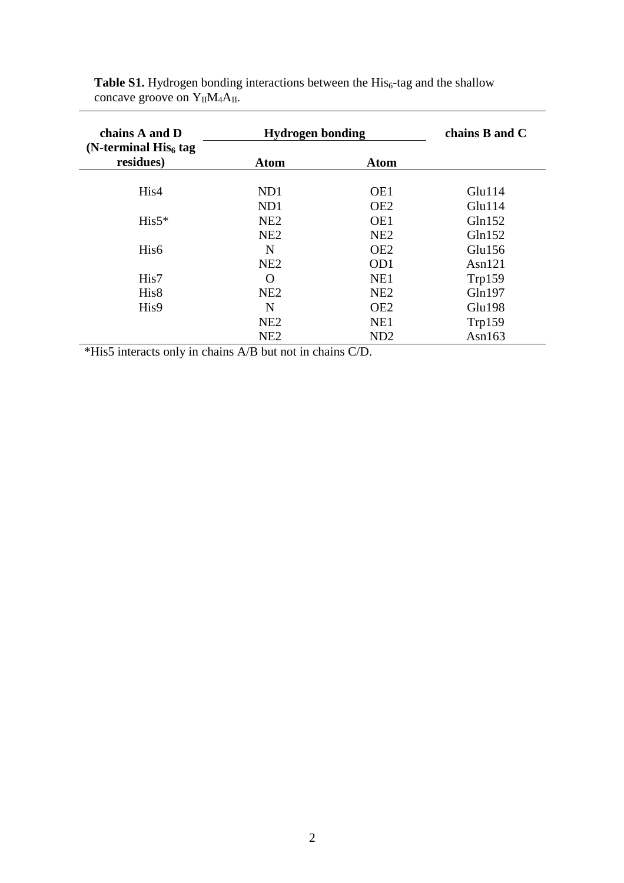**Table S1.** Hydrogen bonding interactions between the $His_6$-tag and the shallow concave groove on $Y_{II}M_4A_{II}$.

| chains A and D (N-terminal $His_6$ tag residues) | Hydrogen bonding | | chains B and C |
|---|---|---|---|
| | Atom | Atom | |
| His4 | ND1 | OE1 | Glu114 |
| | ND1 | OE2 | Glu114 |
| His5* | NE2 | OE1 | Gln152 |
| | NE2 | NE2 | Gln152 |
| His6 | N | OE2 | Glu156 |
| | NE2 | OD1 | Asn121 |
| His7 | O | NE1 | Trp159 |
| His8 | NE2 | NE2 | Gln197 |
| His9 | N | OE2 | Glu198 |
| | NE2 | NE1 | Trp159 |
| | NE2 | ND2 | Asn163 |

*His5 interacts only in chains A/B but not in chains C/D.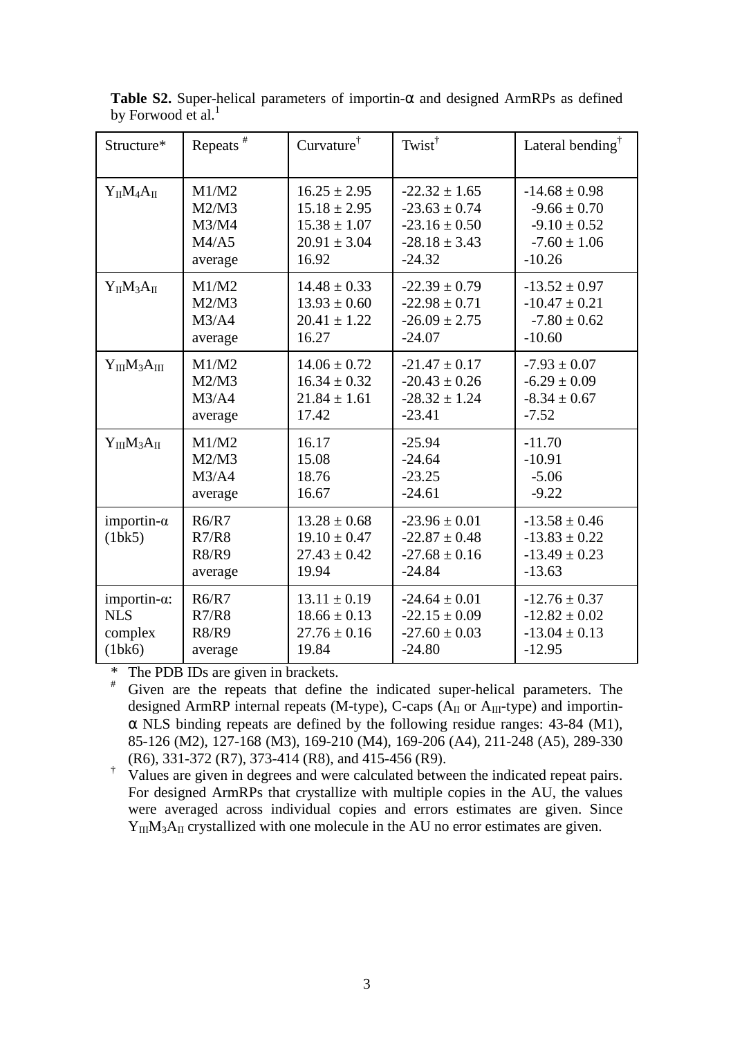**Table S2.** Super-helical parameters of importin-α and designed ArmRPs as defined by Forwood et al.[1]

| Structure* | Repeats [#] | Curvature[†] | Twist[†] | Lateral bending[†] |
|---|---|---|---|---|
| $Y_{II}M_4A_{II}$ | M1/M2<br>M2/M3<br>M3/M4<br>M4/A5<br>average | 16.25 ± 2.95<br>15.18 ± 2.95<br>15.38 ± 1.07<br>20.91 ± 3.04<br>16.92 | -22.32 ± 1.65<br>-23.63 ± 0.74<br>-23.16 ± 0.50<br>-28.18 ± 3.43<br>-24.32 | -14.68 ± 0.98<br>-9.66 ± 0.70<br>-9.10 ± 0.52<br>-7.60 ± 1.06<br>-10.26 |
| $Y_{II}M_3A_{II}$ | M1/M2<br>M2/M3<br>M3/A4<br>average | 14.48 ± 0.33<br>13.93 ± 0.60<br>20.41 ± 1.22<br>16.27 | -22.39 ± 0.79<br>-22.98 ± 0.71<br>-26.09 ± 2.75<br>-24.07 | -13.52 ± 0.97<br>-10.47 ± 0.21<br>-7.80 ± 0.62<br>-10.60 |
| $Y_{III}M_3A_{III}$ | M1/M2<br>M2/M3<br>M3/A4<br>average | 14.06 ± 0.72<br>16.34 ± 0.32<br>21.84 ± 1.61<br>17.42 | -21.47 ± 0.17<br>-20.43 ± 0.26<br>-28.32 ± 1.24<br>-23.41 | -7.93 ± 0.07<br>-6.29 ± 0.09<br>-8.34 ± 0.67<br>-7.52 |
| $Y_{III}M_3A_{II}$ | M1/M2<br>M2/M3<br>M3/A4<br>average | 16.17<br>15.08<br>18.76<br>16.67 | -25.94<br>-24.64<br>-23.25<br>-24.61 | -11.70<br>-10.91<br>-5.06<br>-9.22 |
| importin-α (1bk5) | R6/R7<br>R7/R8<br>R8/R9<br>average | 13.28 ± 0.68<br>19.10 ± 0.47<br>27.43 ± 0.42<br>19.94 | -23.96 ± 0.01<br>-22.87 ± 0.48<br>-27.68 ± 0.16<br>-24.84 | -13.58 ± 0.46<br>-13.83 ± 0.22<br>-13.49 ± 0.23<br>-13.63 |
| importin-α: NLS complex (1bk6) | R6/R7<br>R7/R8<br>R8/R9<br>average | 13.11 ± 0.19<br>18.66 ± 0.13<br>27.76 ± 0.16<br>19.84 | -24.64 ± 0.01<br>-22.15 ± 0.09<br>-27.60 ± 0.03<br>-24.80 | -12.76 ± 0.37<br>-12.82 ± 0.02<br>-13.04 ± 0.13<br>-12.95 |

\* The PDB IDs are given in brackets.

[#] Given are the repeats that define the indicated super-helical parameters. The designed ArmRP internal repeats (M-type), C-caps ($A_{II}$ or $A_{III}$-type) and importin-α NLS binding repeats are defined by the following residue ranges: 43-84 (M1), 85-126 (M2), 127-168 (M3), 169-210 (M4), 169-206 (A4), 211-248 (A5), 289-330 (R6), 331-372 (R7), 373-414 (R8), and 415-456 (R9).

[†] Values are given in degrees and were calculated between the indicated repeat pairs. For designed ArmRPs that crystallize with multiple copies in the AU, the values were averaged across individual copies and errors estimates are given. Since $Y_{III}M_3A_{II}$ crystallized with one molecule in the AU no error estimates are given.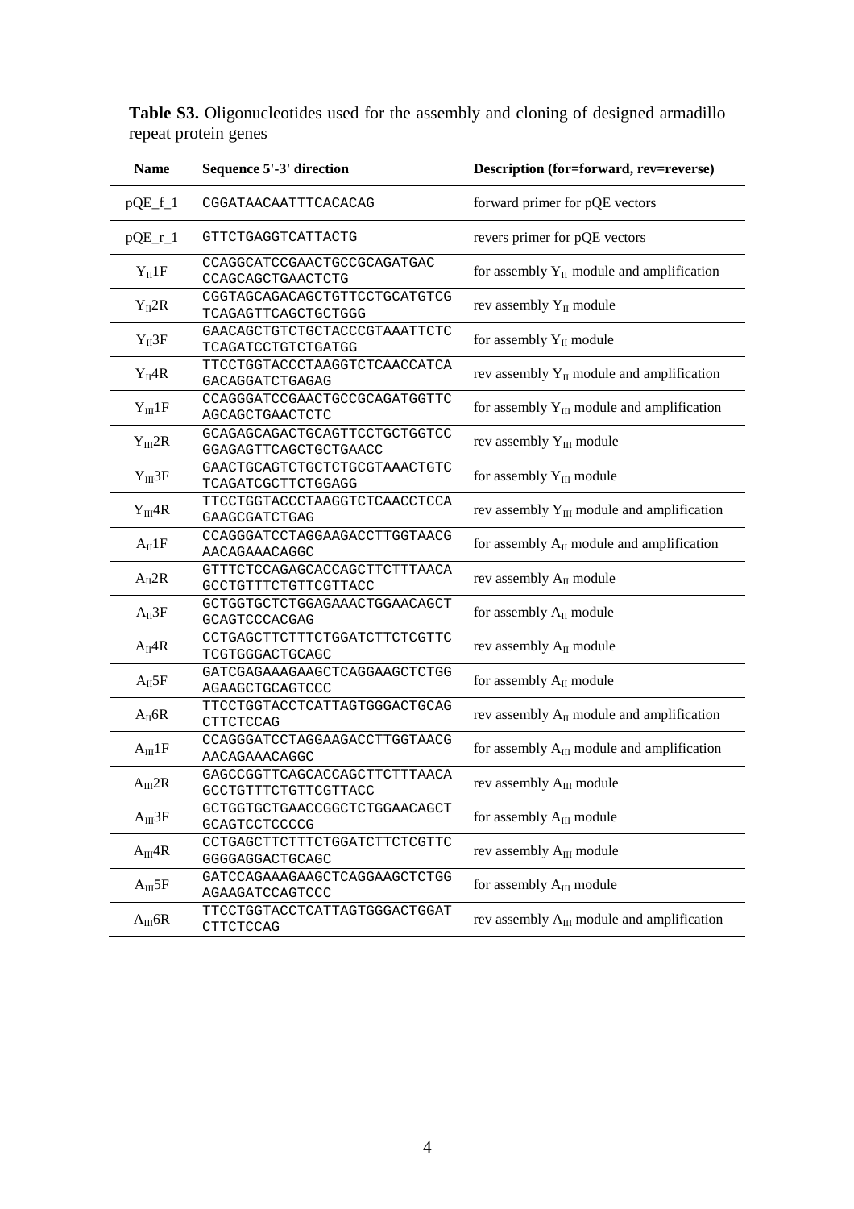**Table S3.** Oligonucleotides used for the assembly and cloning of designed armadillo repeat protein genes

| Name | Sequence 5'-3' direction | Description (for=forward, rev=reverse) |
|---|---|---|
| pQE_f_1 | CGGATAACAATTTCACACAG | forward primer for pQE vectors |
| pQE_r_1 | GTTCTGAGGTCATTACTG | revers primer for pQE vectors |
| $Y_{II}$1F | CCAGGCATCCGAACTGCCGCAGATGAC CCAGCAGCTGAACTCTG | for assembly $Y_{II}$ module and amplification |
| $Y_{II}$2R | CGGTAGCAGACAGCTGTTCCTGCATGTCG TCAGAGTTCAGCTGCTGGG | rev assembly $Y_{II}$ module |
| $Y_{II}$3F | GAACAGCTGTCTGCTACCCGTAAATTCTC TCAGATCCTGTCTGATGG | for assembly $Y_{II}$ module |
| $Y_{II}$4R | TTCCTGGTACCCTAAGGTCTCAACCATCA GACAGGATCTGAGAG | rev assembly $Y_{II}$ module and amplification |
| $Y_{III}$1F | CCAGGGATCCGAACTGCCGCAGATGGTTC AGCAGCTGAACTCTC | for assembly $Y_{III}$ module and amplification |
| $Y_{III}$2R | GCAGAGCAGACTGCAGTTCCTGCTGGTCC GGAGAGTTCAGCTGCTGAACC | rev assembly $Y_{III}$ module |
| $Y_{III}$3F | GAACTGCAGTCTGCTCTGCGTAAACTGTC TCAGATCGCTTCTGGAGG | for assembly $Y_{III}$ module |
| $Y_{III}$4R | TTCCTGGTACCCTAAGGTCTCAACCTCCA GAAGCGATCTGAG | rev assembly $Y_{III}$ module and amplification |
| $A_{II}$1F | CCAGGGATCCTAGGAAGACCTTGGTAACG AACAGAAACAGGC | for assembly $A_{II}$ module and amplification |
| $A_{II}$2R | GTTTCTCCAGAGCACCAGCTTCTTTAACA GCCTGTTTCTGTTCGTTACC | rev assembly $A_{II}$ module |
| $A_{II}$3F | GCTGGTGCTCTGGAGAAACTGGAACAGCT GCAGTCCCACGAG | for assembly $A_{II}$ module |
| $A_{II}$4R | CCTGAGCTTCTTTCTGGATCTTCTCGTTC TCGTGGGACTGCAGC | rev assembly $A_{II}$ module |
| $A_{II}$5F | GATCGAGAAAGAAGCTCAGGAAGCTCTGG AGAAGCTGCAGTCCC | for assembly $A_{II}$ module |
| $A_{II}$6R | TTCCTGGTACCTCATTAGTGGGACTGCAG CTTCTCCAG | rev assembly $A_{II}$ module and amplification |
| $A_{III}$1F | CCAGGGATCCTAGGAAGACCTTGGTAACG AACAGAAACAGGC | for assembly $A_{III}$ module and amplification |
| $A_{III}$2R | GAGCCGGTTCAGCACCAGCTTCTTTAACA GCCTGTTTCTGTTCGTTACC | rev assembly $A_{III}$ module |
| $A_{III}$3F | GCTGGTGCTGAACCGGCTCTGGAACAGCT GCAGTCCTCCCCG | for assembly $A_{III}$ module |
| $A_{III}$4R | CCTGAGCTTCTTTCTGGATCTTCTCGTTC GGGGAGGACTGCAGC | rev assembly $A_{III}$ module |
| $A_{III}$5F | GATCCAGAAAGAAGCTCAGGAAGCTCTGG AGAAGATCCAGTCCC | for assembly $A_{III}$ module |
| $A_{III}$6R | TTCCTGGTACCTCATTAGTGGGACTGGAT CTTCTCCAG | rev assembly $A_{III}$ module and amplification |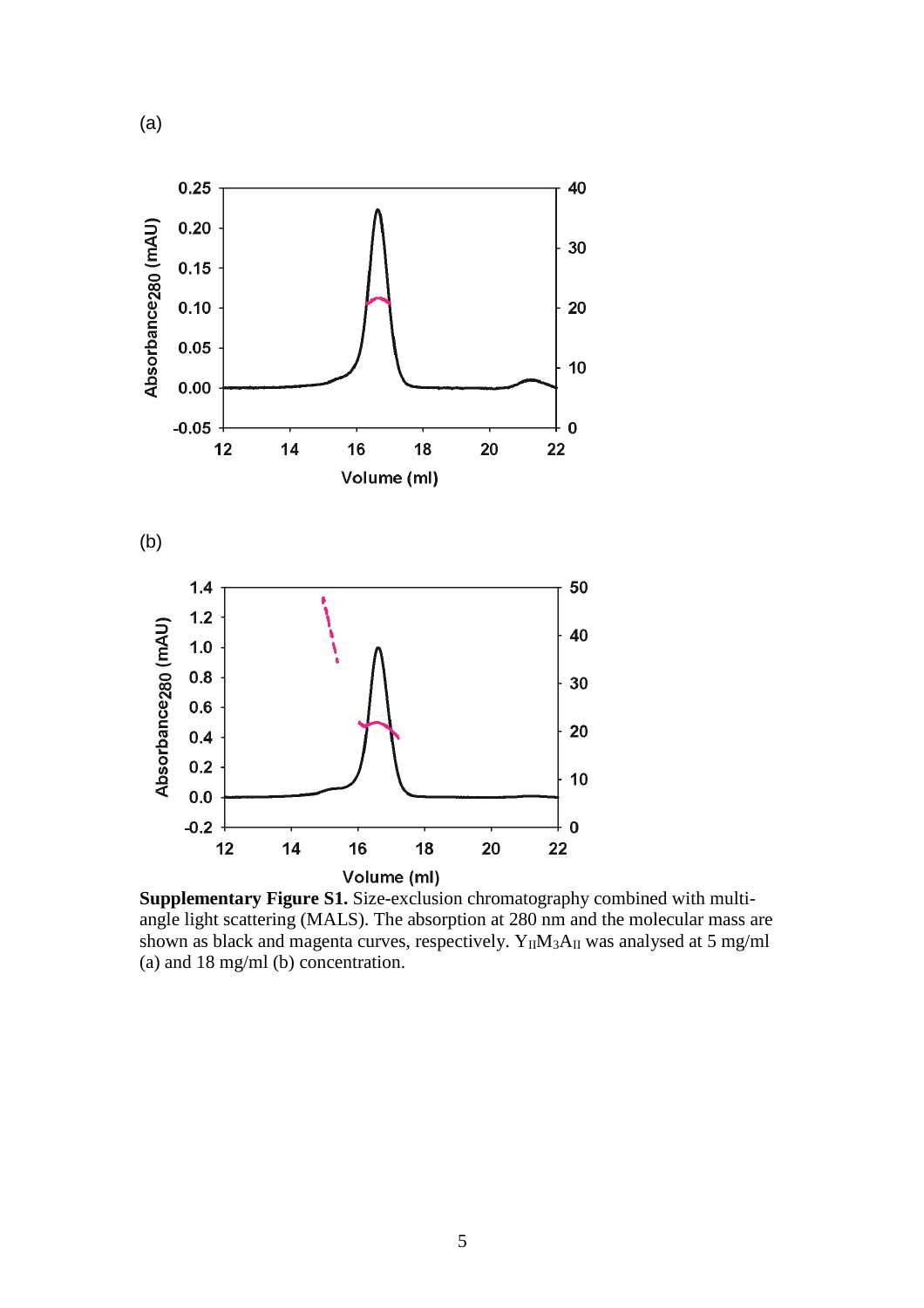(a)

(b)

**Supplementary Figure S1.** Size-exclusion chromatography combined with multi-angle light scattering (MALS). The absorption at 280 nm and the molecular mass are shown as black and magenta curves, respectively. $Y_{II}M_3A_{II}$ was analysed at 5 mg/ml (a) and 18 mg/ml (b) concentration.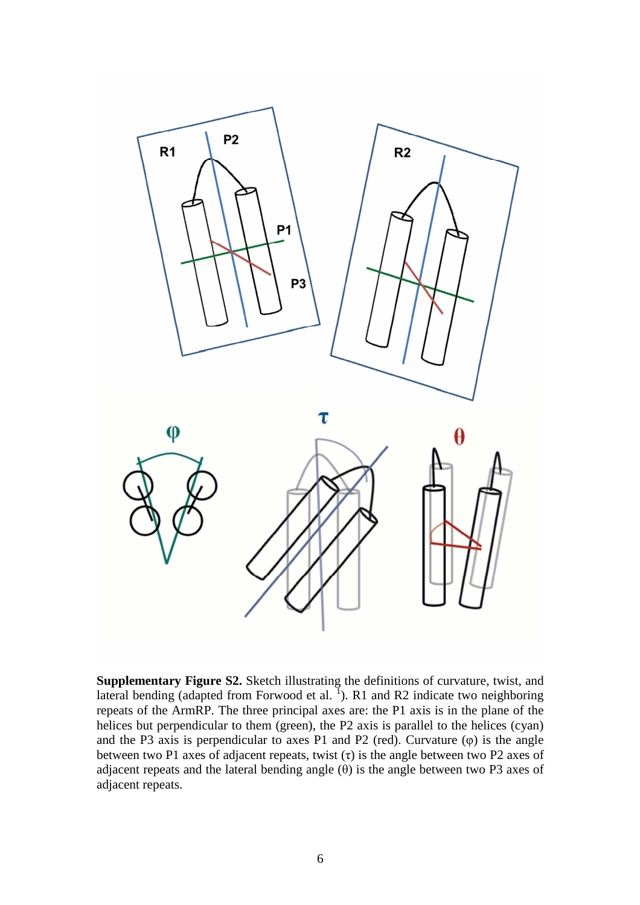**Supplementary Figure S2.** Sketch illustrating the definitions of curvature, twist, and lateral bending (adapted from Forwood et al. [1]). R1 and R2 indicate two neighboring repeats of the ArmRP. The three principal axes are: the P1 axis is in the plane of the helices but perpendicular to them (green), the P2 axis is parallel to the helices (cyan) and the P3 axis is perpendicular to axes P1 and P2 (red). Curvature ($\varphi$) is the angle between two P1 axes of adjacent repeats, twist ($\tau$) is the angle between two P2 axes of adjacent repeats and the lateral bending angle ($\theta$) is the angle between two P3 axes of adjacent repeats.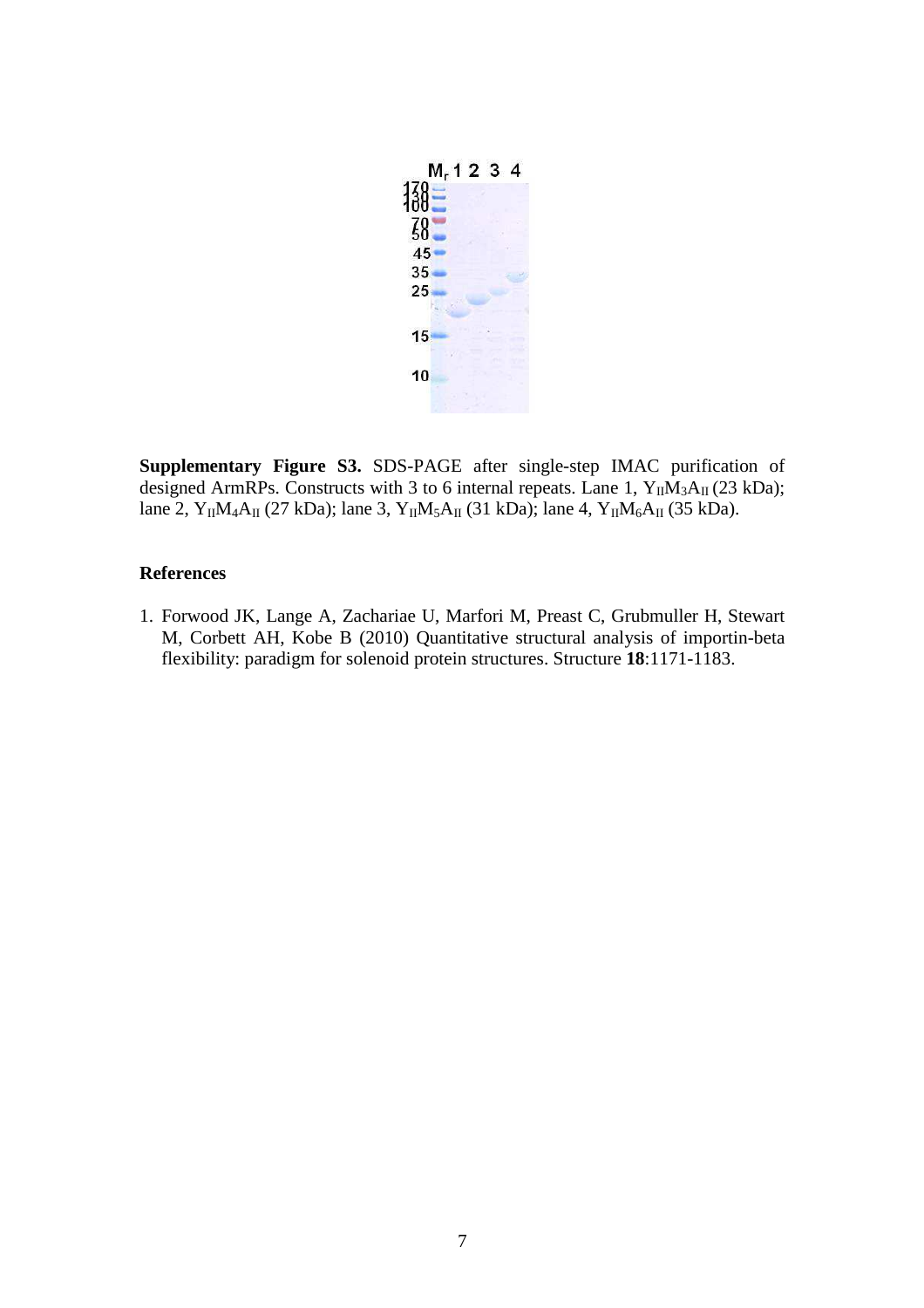Mr 1 2 3 4

170
130
100
70
50
45
35
25
15
10

**Supplementary Figure S3.** SDS-PAGE after single-step IMAC purification of designed ArmRPs. Constructs with 3 to 6 internal repeats. Lane 1, $Y_{II}M_3A_{II}$ (23 kDa); lane 2, $Y_{II}M_4A_{II}$ (27 kDa); lane 3, $Y_{II}M_5A_{II}$ (31 kDa); lane 4, $Y_{II}M_6A_{II}$ (35 kDa).

## References

1. Forwood JK, Lange A, Zachariae U, Marfori M, Preast C, Grubmuller H, Stewart M, Corbett AH, Kobe B (2010) Quantitative structural analysis of importin-beta flexibility: paradigm for solenoid protein structures. Structure **18**:1171-1183.